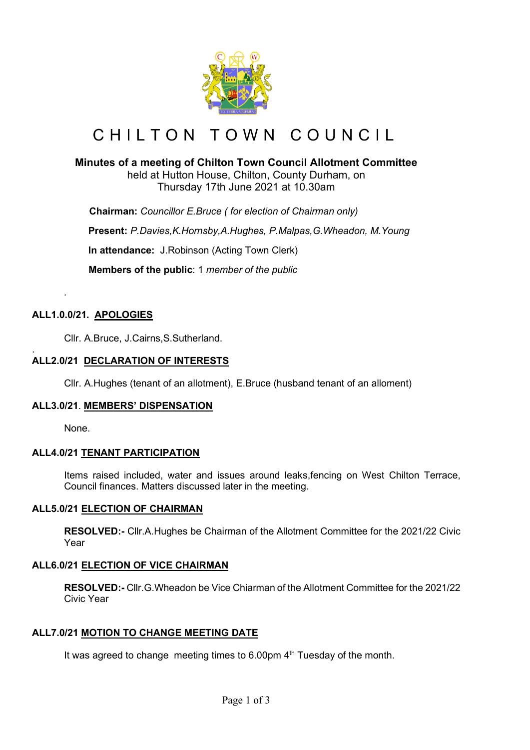# CHILTON TOWN COUNCIL

**Minutes of a meeting of Chilton Town Council Allotment Committee**
held at Hutton House, Chilton, County Durham, on
Thursday 17th June 2021 at 10.30am

**Chairman:** *Councillor E.Bruce ( for election of Chairman only)*

**Present:** *P.Davies,K.Hornsby,A.Hughes, P.Malpas,G.Wheadon, M.Young*

**In attendance:** J.Robinson (Acting Town Clerk)

**Members of the public**: 1 *member of the public*

.

**ALL1.0.0/21. APOLOGIES**

Cllr. A.Bruce, J.Cairns,S.Sutherland.

.

**ALL2.0/21 DECLARATION OF INTERESTS**

Cllr. A.Hughes (tenant of an allotment), E.Bruce (husband tenant of an alloment)

**ALL3.0/21. MEMBERS' DISPENSATION**

None.

**ALL4.0/21 TENANT PARTICIPATION**

Items raised included, water and issues around leaks,fencing on West Chilton Terrace, Council finances. Matters discussed later in the meeting.

**ALL5.0/21 ELECTION OF CHAIRMAN**

**RESOLVED:-** Cllr.A.Hughes be Chairman of the Allotment Committee for the 2021/22 Civic Year

**ALL6.0/21 ELECTION OF VICE CHAIRMAN**

**RESOLVED:-** Cllr.G.Wheadon be Vice Chiarman of the Allotment Committee for the 2021/22 Civic Year

**ALL7.0/21 MOTION TO CHANGE MEETING DATE**

It was agreed to change meeting times to 6.00pm 4th Tuesday of the month.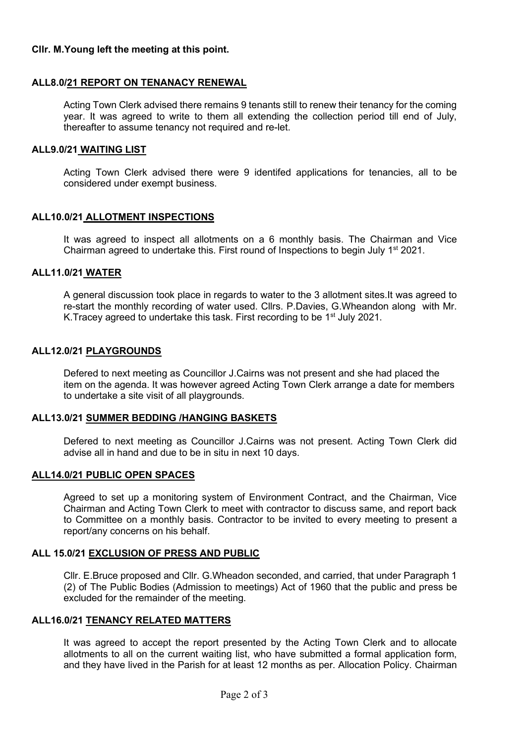**Cllr. M.Young left the meeting at this point.**

### ALL8.0/21 REPORT ON TENANACY RENEWAL

Acting Town Clerk advised there remains 9 tenants still to renew their tenancy for the coming year. It was agreed to write to them all extending the collection period till end of July, thereafter to assume tenancy not required and re-let.

### ALL9.0/21 WAITING LIST

Acting Town Clerk advised there were 9 identifed applications for tenancies, all to be considered under exempt business.

### ALL10.0/21 ALLOTMENT INSPECTIONS

It was agreed to inspect all allotments on a 6 monthly basis. The Chairman and Vice Chairman agreed to undertake this. First round of Inspections to begin July 1st 2021.

### ALL11.0/21 WATER

A general discussion took place in regards to water to the 3 allotment sites.It was agreed to re-start the monthly recording of water used. Cllrs. P.Davies, G.Wheandon along with Mr. K.Tracey agreed to undertake this task. First recording to be 1st July 2021.

### ALL12.0/21 PLAYGROUNDS

Defered to next meeting as Councillor J.Cairns was not present and she had placed the item on the agenda. It was however agreed Acting Town Clerk arrange a date for members to undertake a site visit of all playgrounds.

### ALL13.0/21 SUMMER BEDDING /HANGING BASKETS

Defered to next meeting as Councillor J.Cairns was not present. Acting Town Clerk did advise all in hand and due to be in situ in next 10 days.

### ALL14.0/21 PUBLIC OPEN SPACES

Agreed to set up a monitoring system of Environment Contract, and the Chairman, Vice Chairman and Acting Town Clerk to meet with contractor to discuss same, and report back to Committee on a monthly basis. Contractor to be invited to every meeting to present a report/any concerns on his behalf.

### ALL 15.0/21 EXCLUSION OF PRESS AND PUBLIC

Cllr. E.Bruce proposed and Cllr. G.Wheadon seconded, and carried, that under Paragraph 1 (2) of The Public Bodies (Admission to meetings) Act of 1960 that the public and press be excluded for the remainder of the meeting.

### ALL16.0/21 TENANCY RELATED MATTERS

It was agreed to accept the report presented by the Acting Town Clerk and to allocate allotments to all on the current waiting list, who have submitted a formal application form, and they have lived in the Parish for at least 12 months as per. Allocation Policy. Chairman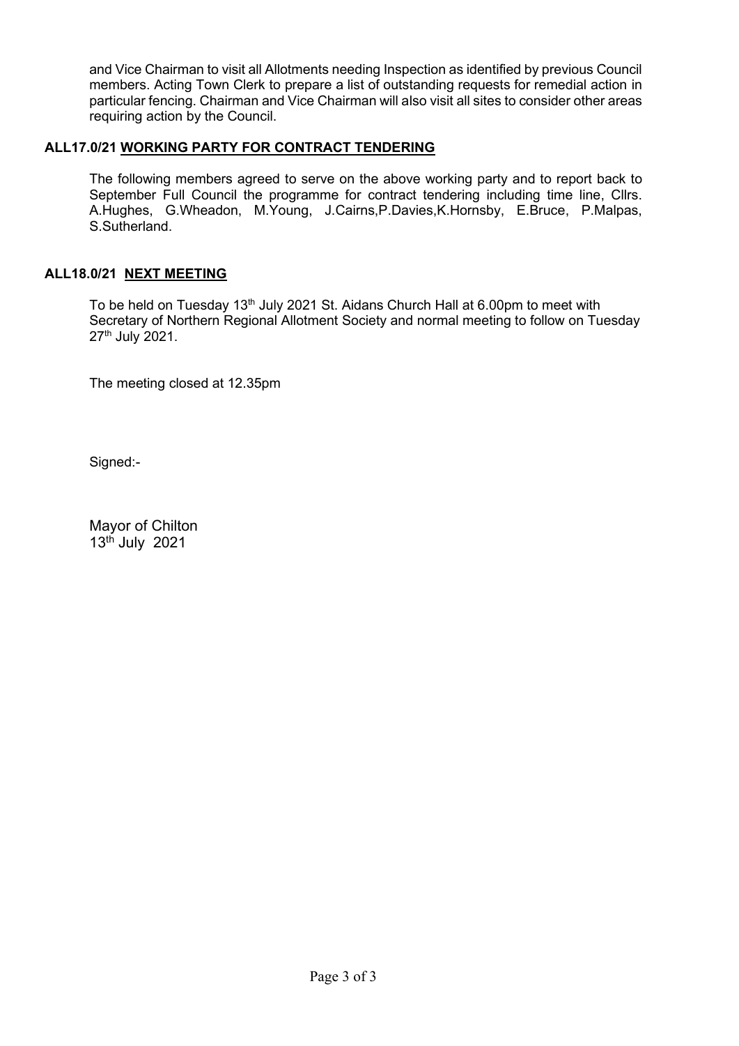and Vice Chairman to visit all Allotments needing Inspection as identified by previous Council members. Acting Town Clerk to prepare a list of outstanding requests for remedial action in particular fencing. Chairman and Vice Chairman will also visit all sites to consider other areas requiring action by the Council.

**ALL17.0/21 WORKING PARTY FOR CONTRACT TENDERING**

The following members agreed to serve on the above working party and to report back to September Full Council the programme for contract tendering including time line, Cllrs. A.Hughes, G.Wheadon, M.Young, J.Cairns,P.Davies,K.Hornsby, E.Bruce, P.Malpas, S.Sutherland.

**ALL18.0/21 NEXT MEETING**

To be held on Tuesday 13th July 2021 St. Aidans Church Hall at 6.00pm to meet with Secretary of Northern Regional Allotment Society and normal meeting to follow on Tuesday 27th July 2021.

The meeting closed at 12.35pm

Signed:-

Mayor of Chilton
13th July 2021